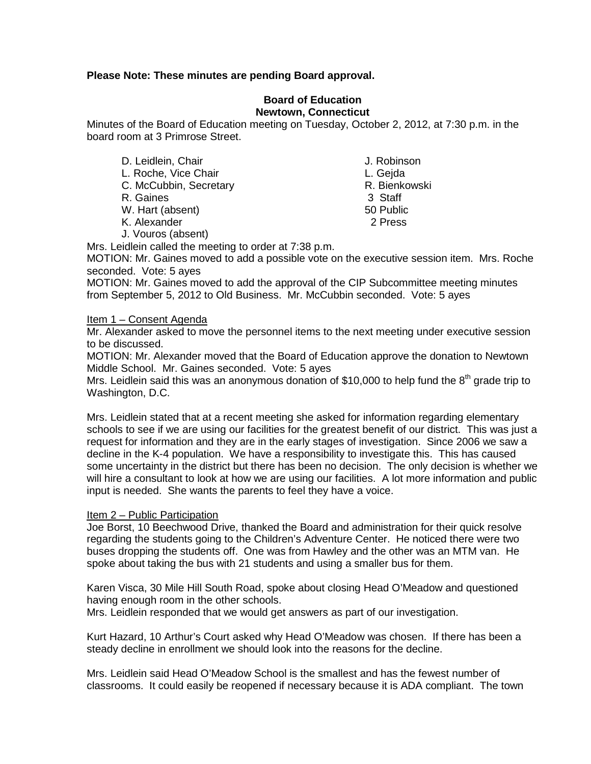**Please Note: These minutes are pending Board approval.**

**Board of Education**
**Newtown, Connecticut**

Minutes of the Board of Education meeting on Tuesday, October 2, 2012, at 7:30 p.m. in the board room at 3 Primrose Street.

D. Leidlein, Chair
L. Roche, Vice Chair
C. McCubbin, Secretary
R. Gaines
W. Hart (absent)
K. Alexander
J. Vouros (absent)

J. Robinson
L. Gejda
R. Bienkowski
3 Staff
50 Public
2 Press

Mrs. Leidlein called the meeting to order at 7:38 p.m.

MOTION: Mr. Gaines moved to add a possible vote on the executive session item. Mrs. Roche seconded. Vote: 5 ayes

MOTION: Mr. Gaines moved to add the approval of the CIP Subcommittee meeting minutes from September 5, 2012 to Old Business. Mr. McCubbin seconded. Vote: 5 ayes

Item 1 – Consent Agenda

Mr. Alexander asked to move the personnel items to the next meeting under executive session to be discussed.

MOTION: Mr. Alexander moved that the Board of Education approve the donation to Newtown Middle School. Mr. Gaines seconded. Vote: 5 ayes

Mrs. Leidlein said this was an anonymous donation of $10,000 to help fund the 8th grade trip to Washington, D.C.

Mrs. Leidlein stated that at a recent meeting she asked for information regarding elementary schools to see if we are using our facilities for the greatest benefit of our district. This was just a request for information and they are in the early stages of investigation. Since 2006 we saw a decline in the K-4 population. We have a responsibility to investigate this. This has caused some uncertainty in the district but there has been no decision. The only decision is whether we will hire a consultant to look at how we are using our facilities. A lot more information and public input is needed. She wants the parents to feel they have a voice.

Item 2 – Public Participation

Joe Borst, 10 Beechwood Drive, thanked the Board and administration for their quick resolve regarding the students going to the Children's Adventure Center. He noticed there were two buses dropping the students off. One was from Hawley and the other was an MTM van. He spoke about taking the bus with 21 students and using a smaller bus for them.

Karen Visca, 30 Mile Hill South Road, spoke about closing Head O'Meadow and questioned having enough room in the other schools.

Mrs. Leidlein responded that we would get answers as part of our investigation.

Kurt Hazard, 10 Arthur's Court asked why Head O'Meadow was chosen. If there has been a steady decline in enrollment we should look into the reasons for the decline.

Mrs. Leidlein said Head O'Meadow School is the smallest and has the fewest number of classrooms. It could easily be reopened if necessary because it is ADA compliant. The town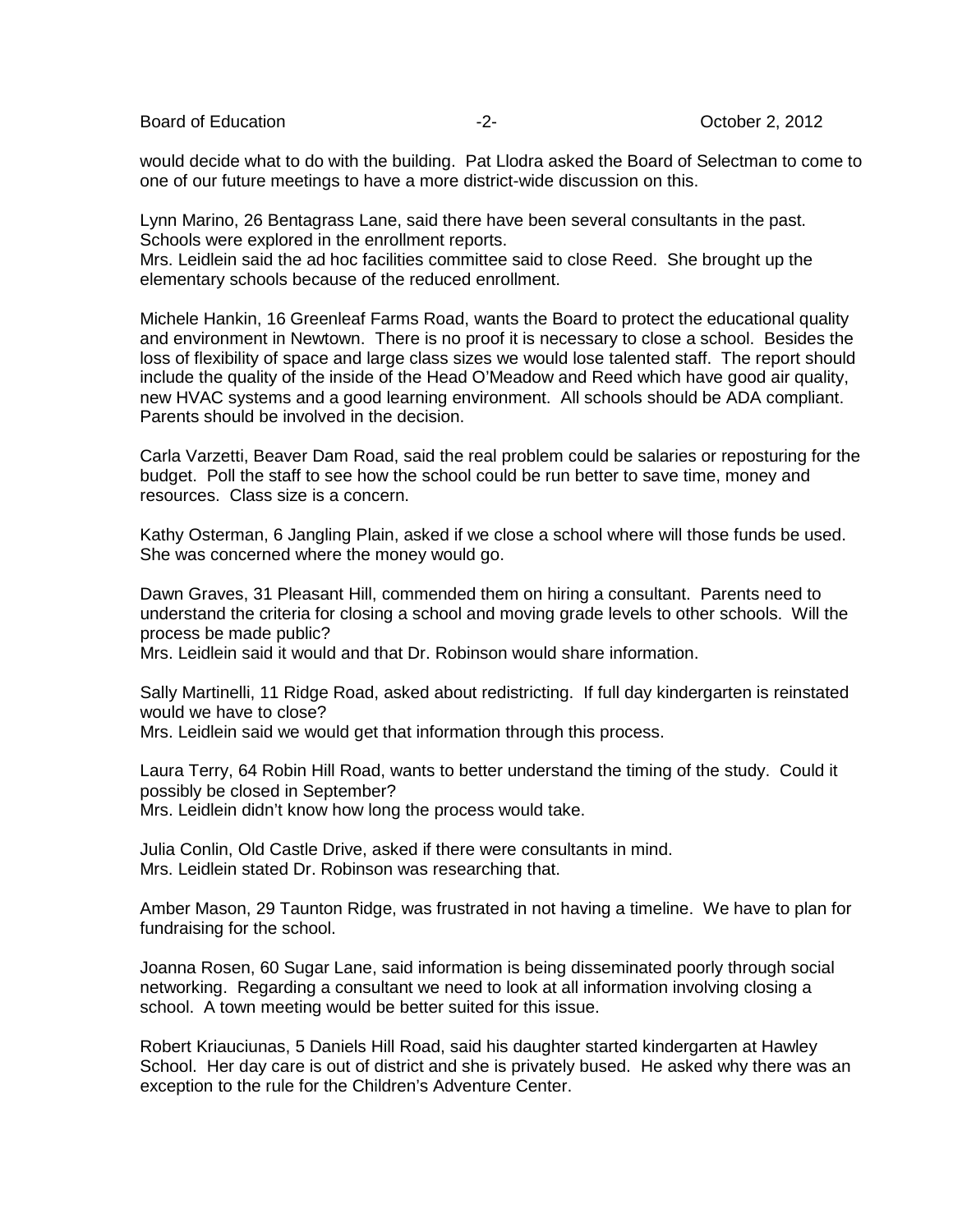would decide what to do with the building. Pat Llodra asked the Board of Selectman to come to one of our future meetings to have a more district-wide discussion on this.

Lynn Marino, 26 Bentagrass Lane, said there have been several consultants in the past. Schools were explored in the enrollment reports.
Mrs. Leidlein said the ad hoc facilities committee said to close Reed. She brought up the elementary schools because of the reduced enrollment.

Michele Hankin, 16 Greenleaf Farms Road, wants the Board to protect the educational quality and environment in Newtown. There is no proof it is necessary to close a school. Besides the loss of flexibility of space and large class sizes we would lose talented staff. The report should include the quality of the inside of the Head O'Meadow and Reed which have good air quality, new HVAC systems and a good learning environment. All schools should be ADA compliant. Parents should be involved in the decision.

Carla Varzetti, Beaver Dam Road, said the real problem could be salaries or reposturing for the budget. Poll the staff to see how the school could be run better to save time, money and resources. Class size is a concern.

Kathy Osterman, 6 Jangling Plain, asked if we close a school where will those funds be used. She was concerned where the money would go.

Dawn Graves, 31 Pleasant Hill, commended them on hiring a consultant. Parents need to understand the criteria for closing a school and moving grade levels to other schools. Will the process be made public?
Mrs. Leidlein said it would and that Dr. Robinson would share information.

Sally Martinelli, 11 Ridge Road, asked about redistricting. If full day kindergarten is reinstated would we have to close?
Mrs. Leidlein said we would get that information through this process.

Laura Terry, 64 Robin Hill Road, wants to better understand the timing of the study. Could it possibly be closed in September?
Mrs. Leidlein didn't know how long the process would take.

Julia Conlin, Old Castle Drive, asked if there were consultants in mind.
Mrs. Leidlein stated Dr. Robinson was researching that.

Amber Mason, 29 Taunton Ridge, was frustrated in not having a timeline. We have to plan for fundraising for the school.

Joanna Rosen, 60 Sugar Lane, said information is being disseminated poorly through social networking. Regarding a consultant we need to look at all information involving closing a school. A town meeting would be better suited for this issue.

Robert Kriauciunas, 5 Daniels Hill Road, said his daughter started kindergarten at Hawley School. Her day care is out of district and she is privately bused. He asked why there was an exception to the rule for the Children's Adventure Center.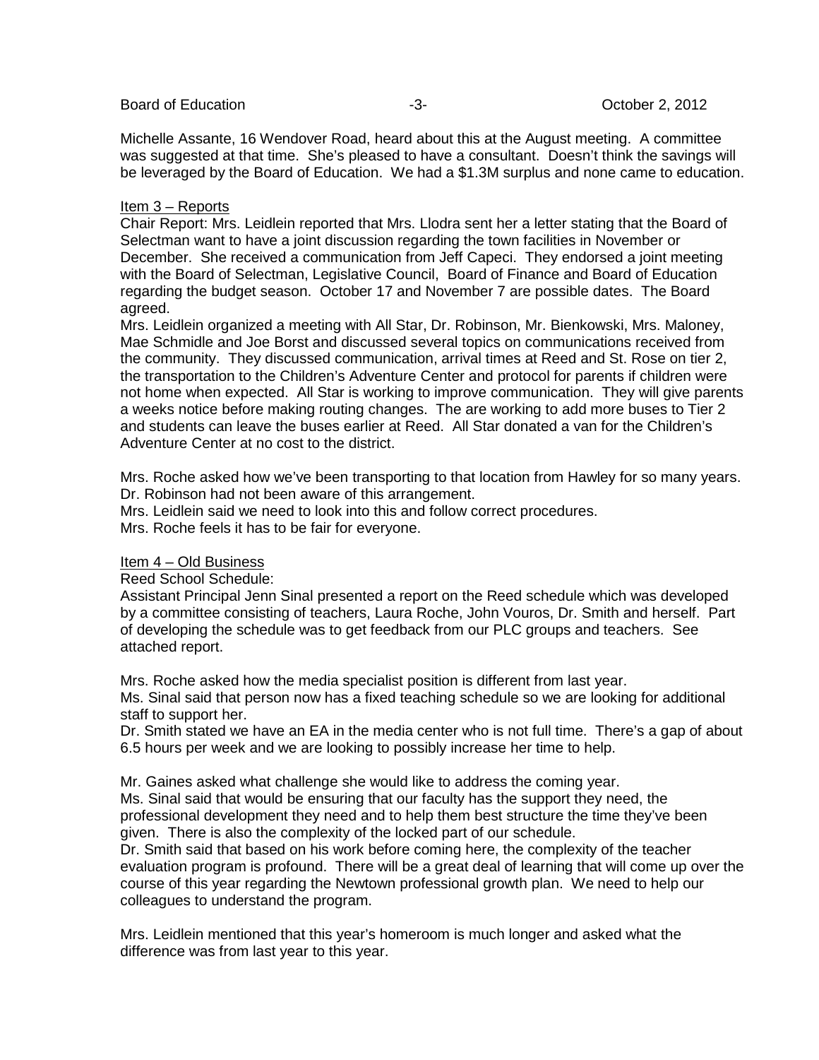Michelle Assante, 16 Wendover Road, heard about this at the August meeting. A committee was suggested at that time. She's pleased to have a consultant. Doesn't think the savings will be leveraged by the Board of Education. We had a $1.3M surplus and none came to education.

Item 3 – Reports

Chair Report: Mrs. Leidlein reported that Mrs. Llodra sent her a letter stating that the Board of Selectman want to have a joint discussion regarding the town facilities in November or December. She received a communication from Jeff Capeci. They endorsed a joint meeting with the Board of Selectman, Legislative Council, Board of Finance and Board of Education regarding the budget season. October 17 and November 7 are possible dates. The Board agreed.

Mrs. Leidlein organized a meeting with All Star, Dr. Robinson, Mr. Bienkowski, Mrs. Maloney, Mae Schmidle and Joe Borst and discussed several topics on communications received from the community. They discussed communication, arrival times at Reed and St. Rose on tier 2, the transportation to the Children's Adventure Center and protocol for parents if children were not home when expected. All Star is working to improve communication. They will give parents a weeks notice before making routing changes. The are working to add more buses to Tier 2 and students can leave the buses earlier at Reed. All Star donated a van for the Children's Adventure Center at no cost to the district.

Mrs. Roche asked how we've been transporting to that location from Hawley for so many years.
Dr. Robinson had not been aware of this arrangement.
Mrs. Leidlein said we need to look into this and follow correct procedures.
Mrs. Roche feels it has to be fair for everyone.

Item 4 – Old Business

Reed School Schedule:
Assistant Principal Jenn Sinal presented a report on the Reed schedule which was developed by a committee consisting of teachers, Laura Roche, John Vouros, Dr. Smith and herself. Part of developing the schedule was to get feedback from our PLC groups and teachers. See attached report.

Mrs. Roche asked how the media specialist position is different from last year.
Ms. Sinal said that person now has a fixed teaching schedule so we are looking for additional staff to support her.
Dr. Smith stated we have an EA in the media center who is not full time. There's a gap of about 6.5 hours per week and we are looking to possibly increase her time to help.

Mr. Gaines asked what challenge she would like to address the coming year.
Ms. Sinal said that would be ensuring that our faculty has the support they need, the professional development they need and to help them best structure the time they've been given. There is also the complexity of the locked part of our schedule.
Dr. Smith said that based on his work before coming here, the complexity of the teacher evaluation program is profound. There will be a great deal of learning that will come up over the course of this year regarding the Newtown professional growth plan. We need to help our colleagues to understand the program.

Mrs. Leidlein mentioned that this year's homeroom is much longer and asked what the difference was from last year to this year.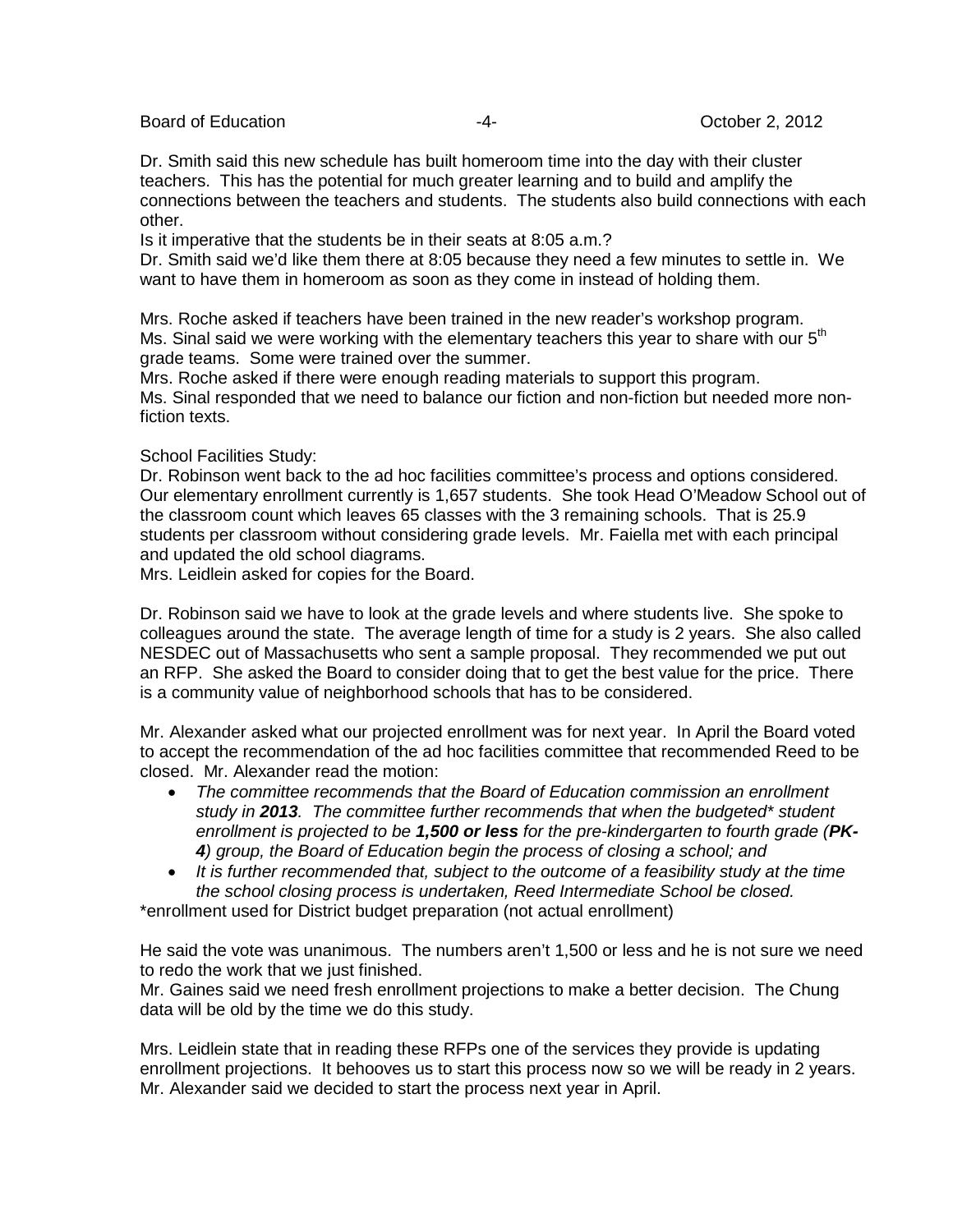Dr. Smith said this new schedule has built homeroom time into the day with their cluster teachers. This has the potential for much greater learning and to build and amplify the connections between the teachers and students. The students also build connections with each other.

Is it imperative that the students be in their seats at 8:05 a.m.?

Dr. Smith said we'd like them there at 8:05 because they need a few minutes to settle in. We want to have them in homeroom as soon as they come in instead of holding them.

Mrs. Roche asked if teachers have been trained in the new reader's workshop program.

Ms. Sinal said we were working with the elementary teachers this year to share with our 5th grade teams. Some were trained over the summer.

Mrs. Roche asked if there were enough reading materials to support this program.

Ms. Sinal responded that we need to balance our fiction and non-fiction but needed more non-fiction texts.

School Facilities Study:

Dr. Robinson went back to the ad hoc facilities committee's process and options considered. Our elementary enrollment currently is 1,657 students. She took Head O'Meadow School out of the classroom count which leaves 65 classes with the 3 remaining schools. That is 25.9 students per classroom without considering grade levels. Mr. Faiella met with each principal and updated the old school diagrams.

Mrs. Leidlein asked for copies for the Board.

Dr. Robinson said we have to look at the grade levels and where students live. She spoke to colleagues around the state. The average length of time for a study is 2 years. She also called NESDEC out of Massachusetts who sent a sample proposal. They recommended we put out an RFP. She asked the Board to consider doing that to get the best value for the price. There is a community value of neighborhood schools that has to be considered.

Mr. Alexander asked what our projected enrollment was for next year. In April the Board voted to accept the recommendation of the ad hoc facilities committee that recommended Reed to be closed. Mr. Alexander read the motion:

- *The committee recommends that the Board of Education commission an enrollment study in **2013**. The committee further recommends that when the budgeted* student enrollment is projected to be **1,500 or less** for the pre-kindergarten to fourth grade (**PK-4**) group, the Board of Education begin the process of closing a school; and*
- *It is further recommended that, subject to the outcome of a feasibility study at the time the school closing process is undertaken, Reed Intermediate School be closed.*

*enrollment used for District budget preparation (not actual enrollment)

He said the vote was unanimous. The numbers aren't 1,500 or less and he is not sure we need to redo the work that we just finished.

Mr. Gaines said we need fresh enrollment projections to make a better decision. The Chung data will be old by the time we do this study.

Mrs. Leidlein state that in reading these RFPs one of the services they provide is updating enrollment projections. It behooves us to start this process now so we will be ready in 2 years.

Mr. Alexander said we decided to start the process next year in April.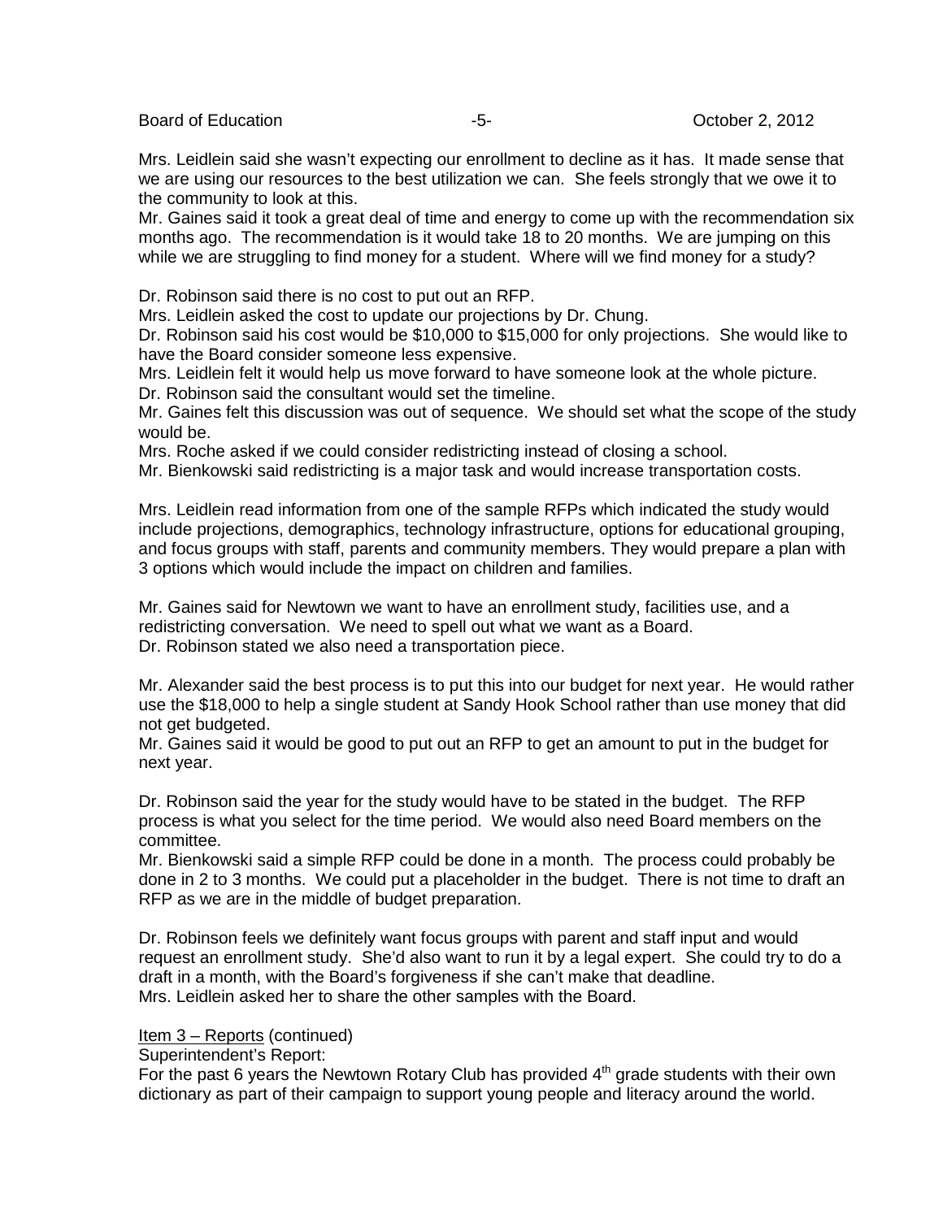Mrs. Leidlein said she wasn't expecting our enrollment to decline as it has. It made sense that we are using our resources to the best utilization we can. She feels strongly that we owe it to the community to look at this.
Mr. Gaines said it took a great deal of time and energy to come up with the recommendation six months ago. The recommendation is it would take 18 to 20 months. We are jumping on this while we are struggling to find money for a student. Where will we find money for a study?

Dr. Robinson said there is no cost to put out an RFP.
Mrs. Leidlein asked the cost to update our projections by Dr. Chung.
Dr. Robinson said his cost would be $10,000 to $15,000 for only projections. She would like to have the Board consider someone less expensive.
Mrs. Leidlein felt it would help us move forward to have someone look at the whole picture.
Dr. Robinson said the consultant would set the timeline.
Mr. Gaines felt this discussion was out of sequence. We should set what the scope of the study would be.
Mrs. Roche asked if we could consider redistricting instead of closing a school.
Mr. Bienkowski said redistricting is a major task and would increase transportation costs.

Mrs. Leidlein read information from one of the sample RFPs which indicated the study would include projections, demographics, technology infrastructure, options for educational grouping, and focus groups with staff, parents and community members. They would prepare a plan with 3 options which would include the impact on children and families.

Mr. Gaines said for Newtown we want to have an enrollment study, facilities use, and a redistricting conversation. We need to spell out what we want as a Board.
Dr. Robinson stated we also need a transportation piece.

Mr. Alexander said the best process is to put this into our budget for next year. He would rather use the $18,000 to help a single student at Sandy Hook School rather than use money that did not get budgeted.
Mr. Gaines said it would be good to put out an RFP to get an amount to put in the budget for next year.

Dr. Robinson said the year for the study would have to be stated in the budget. The RFP process is what you select for the time period. We would also need Board members on the committee.
Mr. Bienkowski said a simple RFP could be done in a month. The process could probably be done in 2 to 3 months. We could put a placeholder in the budget. There is not time to draft an RFP as we are in the middle of budget preparation.

Dr. Robinson feels we definitely want focus groups with parent and staff input and would request an enrollment study. She'd also want to run it by a legal expert. She could try to do a draft in a month, with the Board's forgiveness if she can't make that deadline.
Mrs. Leidlein asked her to share the other samples with the Board.

Item 3 – Reports (continued)
Superintendent's Report:
For the past 6 years the Newtown Rotary Club has provided 4th grade students with their own dictionary as part of their campaign to support young people and literacy around the world.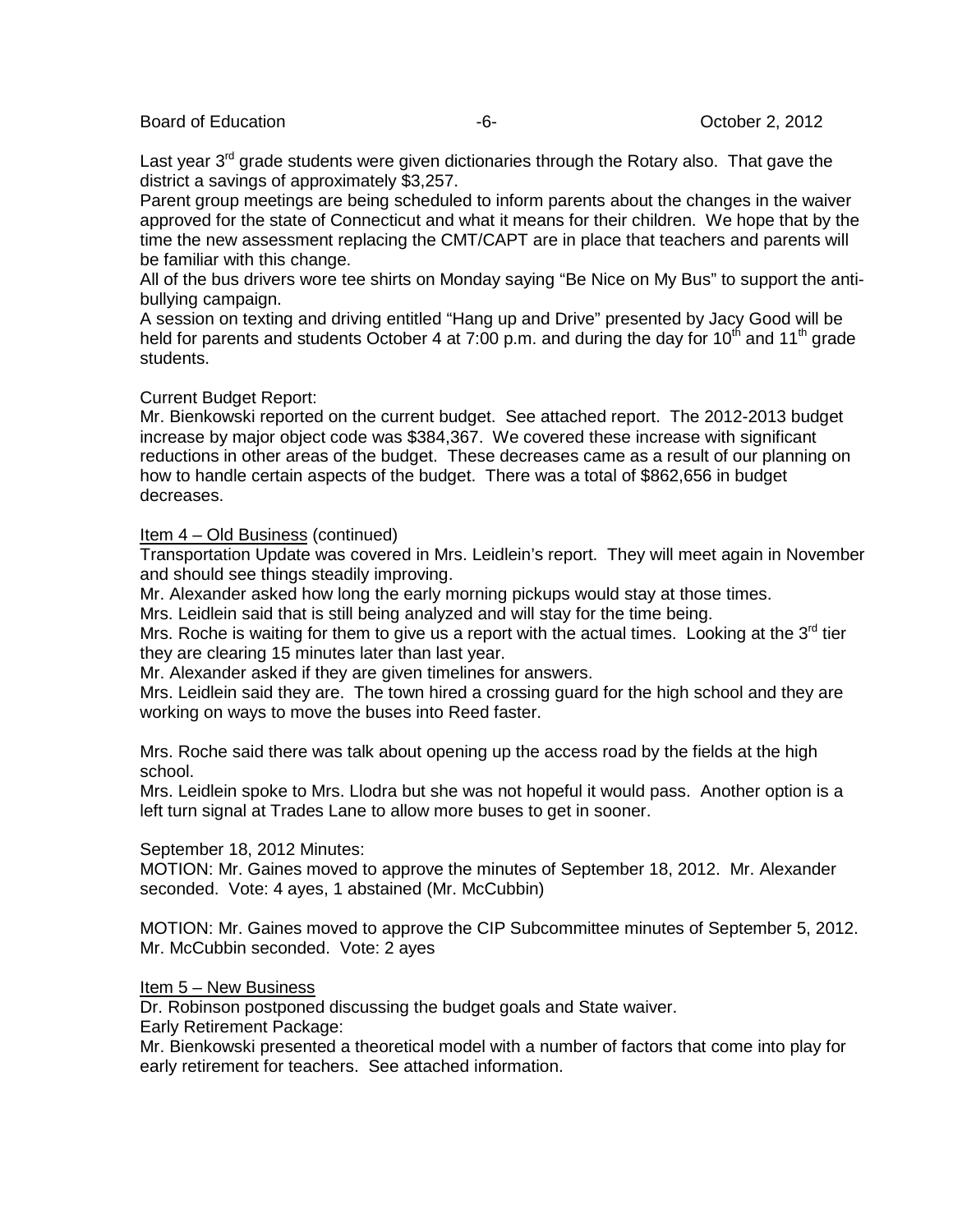Last year 3rd grade students were given dictionaries through the Rotary also. That gave the district a savings of approximately $3,257.

Parent group meetings are being scheduled to inform parents about the changes in the waiver approved for the state of Connecticut and what it means for their children. We hope that by the time the new assessment replacing the CMT/CAPT are in place that teachers and parents will be familiar with this change.

All of the bus drivers wore tee shirts on Monday saying "Be Nice on My Bus" to support the anti-bullying campaign.

A session on texting and driving entitled "Hang up and Drive" presented by Jacy Good will be held for parents and students October 4 at 7:00 p.m. and during the day for 10th and 11th grade students.

Current Budget Report:

Mr. Bienkowski reported on the current budget. See attached report. The 2012-2013 budget increase by major object code was $384,367. We covered these increase with significant reductions in other areas of the budget. These decreases came as a result of our planning on how to handle certain aspects of the budget. There was a total of $862,656 in budget decreases.

Item 4 – Old Business (continued)

Transportation Update was covered in Mrs. Leidlein's report. They will meet again in November and should see things steadily improving.

Mr. Alexander asked how long the early morning pickups would stay at those times.

Mrs. Leidlein said that is still being analyzed and will stay for the time being.

Mrs. Roche is waiting for them to give us a report with the actual times. Looking at the 3rd tier they are clearing 15 minutes later than last year.

Mr. Alexander asked if they are given timelines for answers.

Mrs. Leidlein said they are. The town hired a crossing guard for the high school and they are working on ways to move the buses into Reed faster.

Mrs. Roche said there was talk about opening up the access road by the fields at the high school.

Mrs. Leidlein spoke to Mrs. Llodra but she was not hopeful it would pass. Another option is a left turn signal at Trades Lane to allow more buses to get in sooner.

September 18, 2012 Minutes:

MOTION: Mr. Gaines moved to approve the minutes of September 18, 2012. Mr. Alexander seconded. Vote: 4 ayes, 1 abstained (Mr. McCubbin)

MOTION: Mr. Gaines moved to approve the CIP Subcommittee minutes of September 5, 2012. Mr. McCubbin seconded. Vote: 2 ayes

Item 5 – New Business

Dr. Robinson postponed discussing the budget goals and State waiver.

Early Retirement Package:

Mr. Bienkowski presented a theoretical model with a number of factors that come into play for early retirement for teachers. See attached information.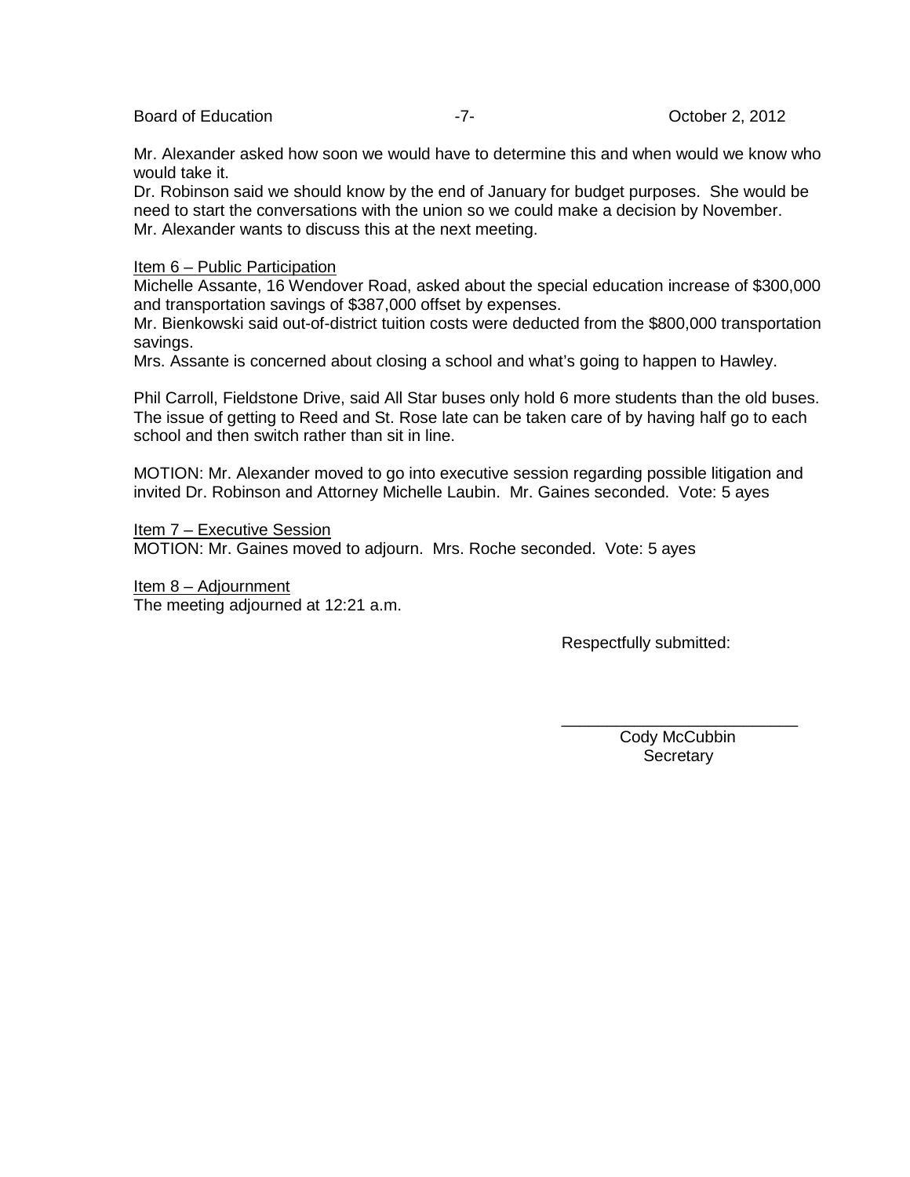Mr. Alexander asked how soon we would have to determine this and when would we know who would take it.
Dr. Robinson said we should know by the end of January for budget purposes. She would be need to start the conversations with the union so we could make a decision by November.
Mr. Alexander wants to discuss this at the next meeting.

<u>Item 6 – Public Participation</u>
Michelle Assante, 16 Wendover Road, asked about the special education increase of $300,000 and transportation savings of $387,000 offset by expenses.
Mr. Bienkowski said out-of-district tuition costs were deducted from the $800,000 transportation savings.
Mrs. Assante is concerned about closing a school and what's going to happen to Hawley.

Phil Carroll, Fieldstone Drive, said All Star buses only hold 6 more students than the old buses. The issue of getting to Reed and St. Rose late can be taken care of by having half go to each school and then switch rather than sit in line.

MOTION: Mr. Alexander moved to go into executive session regarding possible litigation and invited Dr. Robinson and Attorney Michelle Laubin. Mr. Gaines seconded. Vote: 5 ayes

<u>Item 7 – Executive Session</u>
MOTION: Mr. Gaines moved to adjourn. Mrs. Roche seconded. Vote: 5 ayes

<u>Item 8 – Adjournment</u>
The meeting adjourned at 12:21 a.m.

Respectfully submitted:

\_\_\_\_\_\_\_\_\_\_\_\_\_\_\_\_\_\_\_\_\_\_\_\_\_\_
Cody McCubbin
Secretary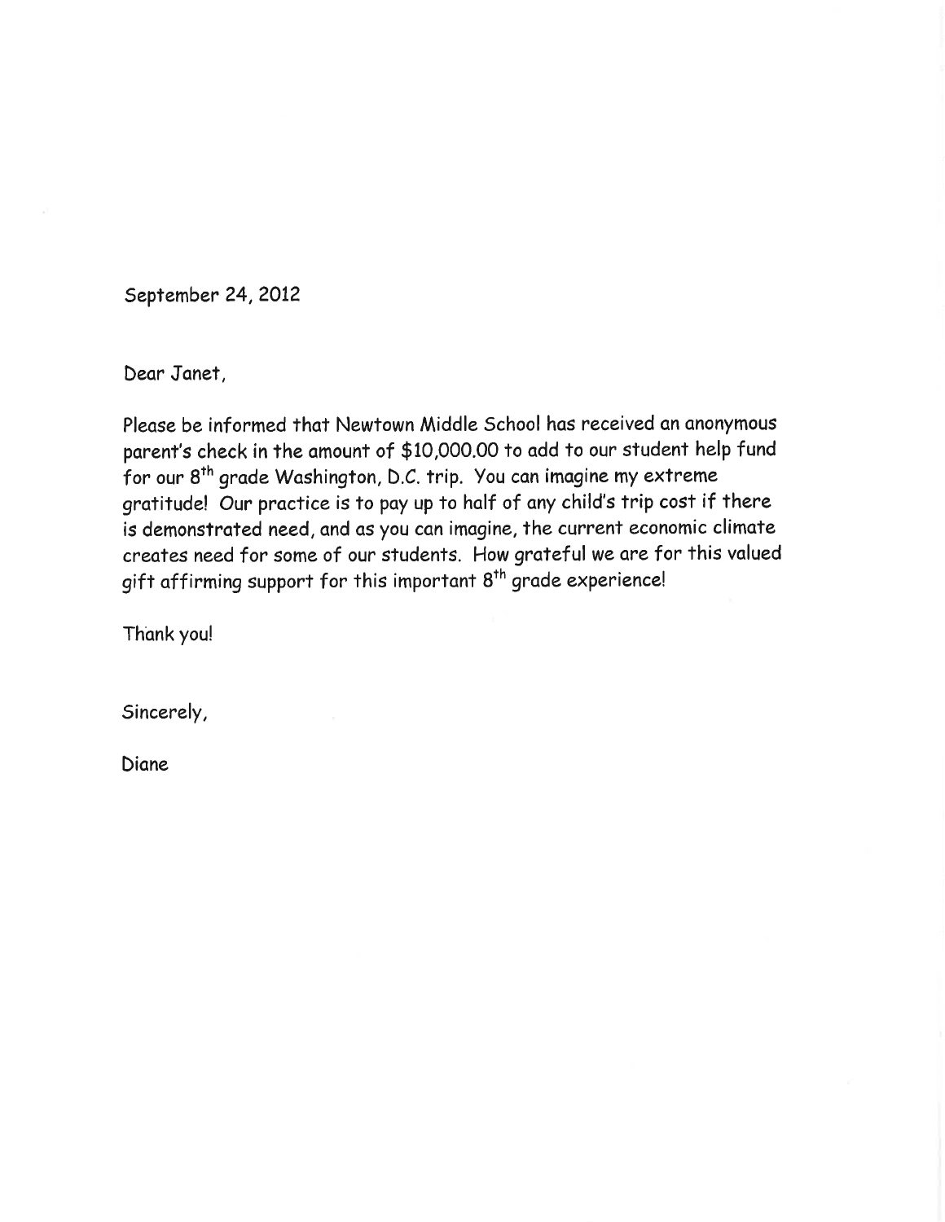September 24, 2012

Dear Janet,

Please be informed that Newtown Middle School has received an anonymous parent's check in the amount of $10,000.00 to add to our student help fund for our 8th grade Washington, D.C. trip. You can imagine my extreme gratitude! Our practice is to pay up to half of any child's trip cost if there is demonstrated need, and as you can imagine, the current economic climate creates need for some of our students. How grateful we are for this valued gift affirming support for this important 8th grade experience!

Thank you!

Sincerely,

Diane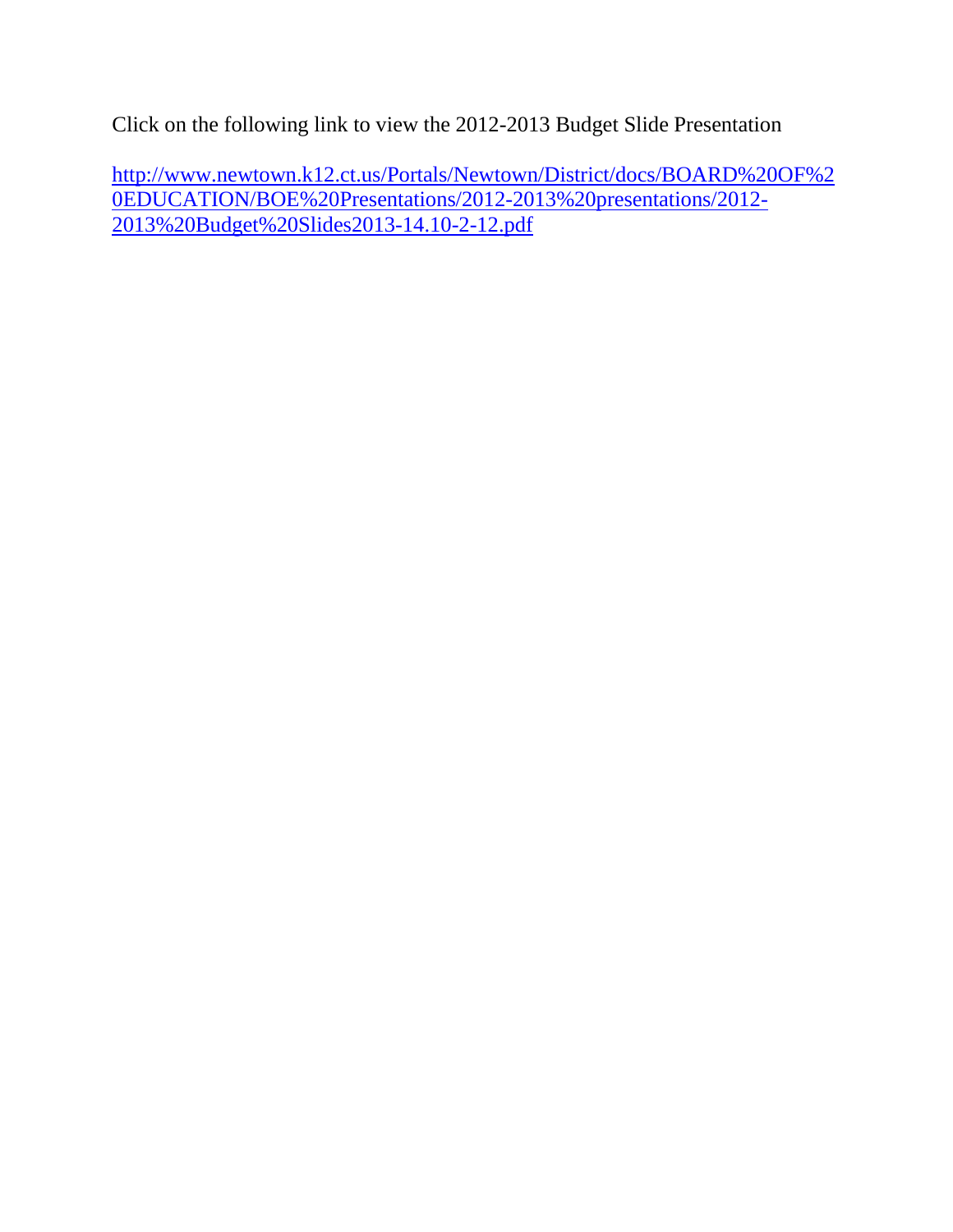Click on the following link to view the 2012-2013 Budget Slide Presentation

[http://www.newtown.k12.ct.us/Portals/Newtown/District/docs/BOARD%20OF%20EDUCATION/BOE%20Presentations/2012-2013%20presentations/2012-2013%20Budget%20Slides2013-14.10-2-12.pdf](http://www.newtown.k12.ct.us/Portals/Newtown/District/docs/BOARD%20OF%20EDUCATION/BOE%20Presentations/2012-2013%20presentations/2012-2013%20Budget%20Slides2013-14.10-2-12.pdf)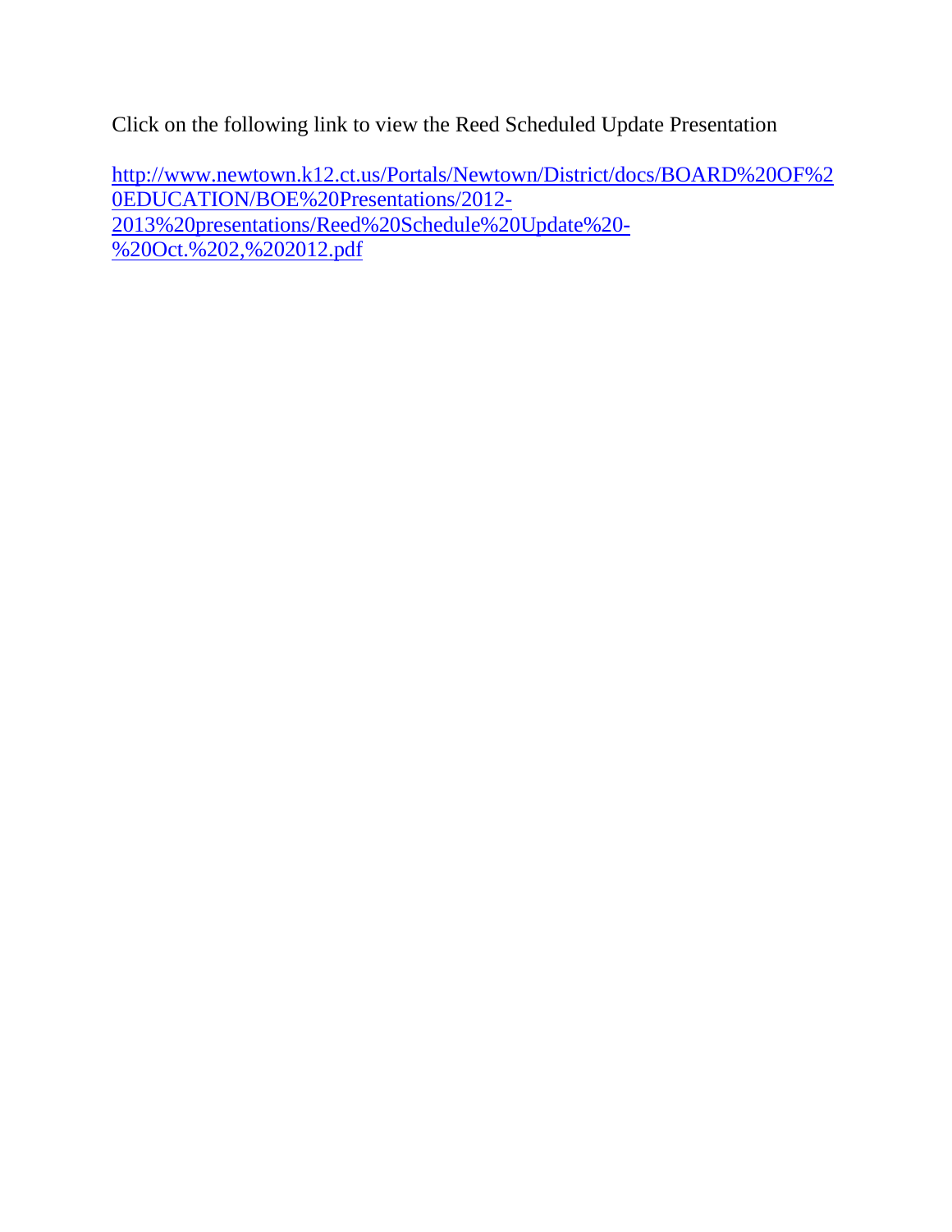Click on the following link to view the Reed Scheduled Update Presentation

http://www.newtown.k12.ct.us/Portals/Newtown/District/docs/BOARD%20OF%20EDUCATION/BOE%20Presentations/2012-2013%20presentations/Reed%20Schedule%20Update%20-%20Oct.%202,%202012.pdf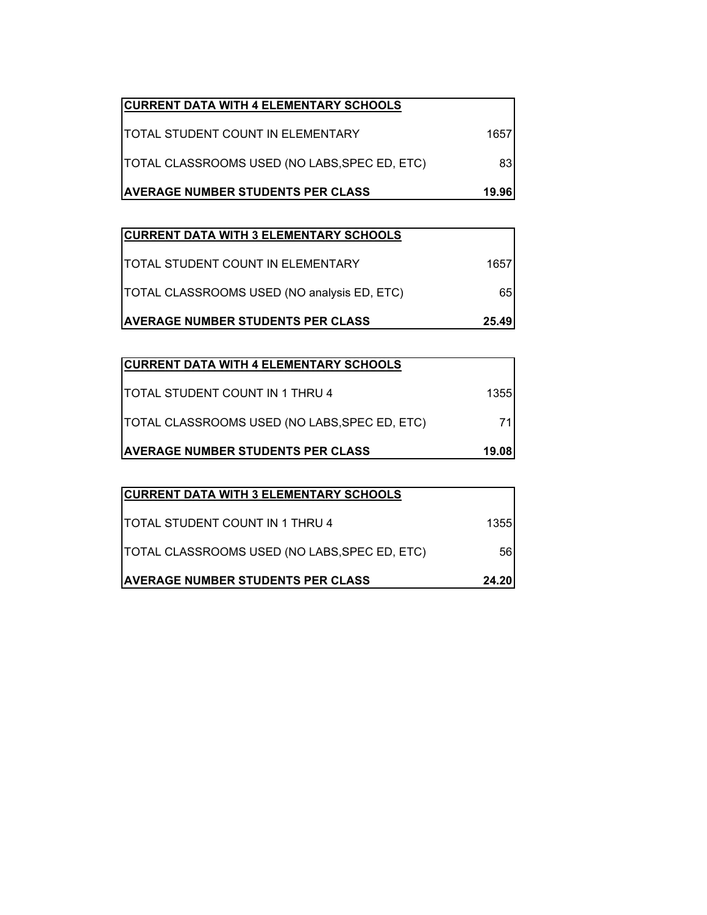| CURRENT DATA WITH 4 ELEMENTARY SCHOOLS | |
| --- | --- |
| TOTAL STUDENT COUNT IN ELEMENTARY | 1657 |
| TOTAL CLASSROOMS USED (NO LABS,SPEC ED, ETC) | 83 |
| **AVERAGE NUMBER STUDENTS PER CLASS** | **19.96** |

| CURRENT DATA WITH 3 ELEMENTARY SCHOOLS | |
| --- | --- |
| TOTAL STUDENT COUNT IN ELEMENTARY | 1657 |
| TOTAL CLASSROOMS USED (NO analysis ED, ETC) | 65 |
| **AVERAGE NUMBER STUDENTS PER CLASS** | **25.49** |

| CURRENT DATA WITH 4 ELEMENTARY SCHOOLS | |
| --- | --- |
| TOTAL STUDENT COUNT IN 1 THRU 4 | 1355 |
| TOTAL CLASSROOMS USED (NO LABS,SPEC ED, ETC) | 71 |
| **AVERAGE NUMBER STUDENTS PER CLASS** | **19.08** |

| CURRENT DATA WITH 3 ELEMENTARY SCHOOLS | |
| --- | --- |
| TOTAL STUDENT COUNT IN 1 THRU 4 | 1355 |
| TOTAL CLASSROOMS USED (NO LABS,SPEC ED, ETC) | 56 |
| **AVERAGE NUMBER STUDENTS PER CLASS** | **24.20** |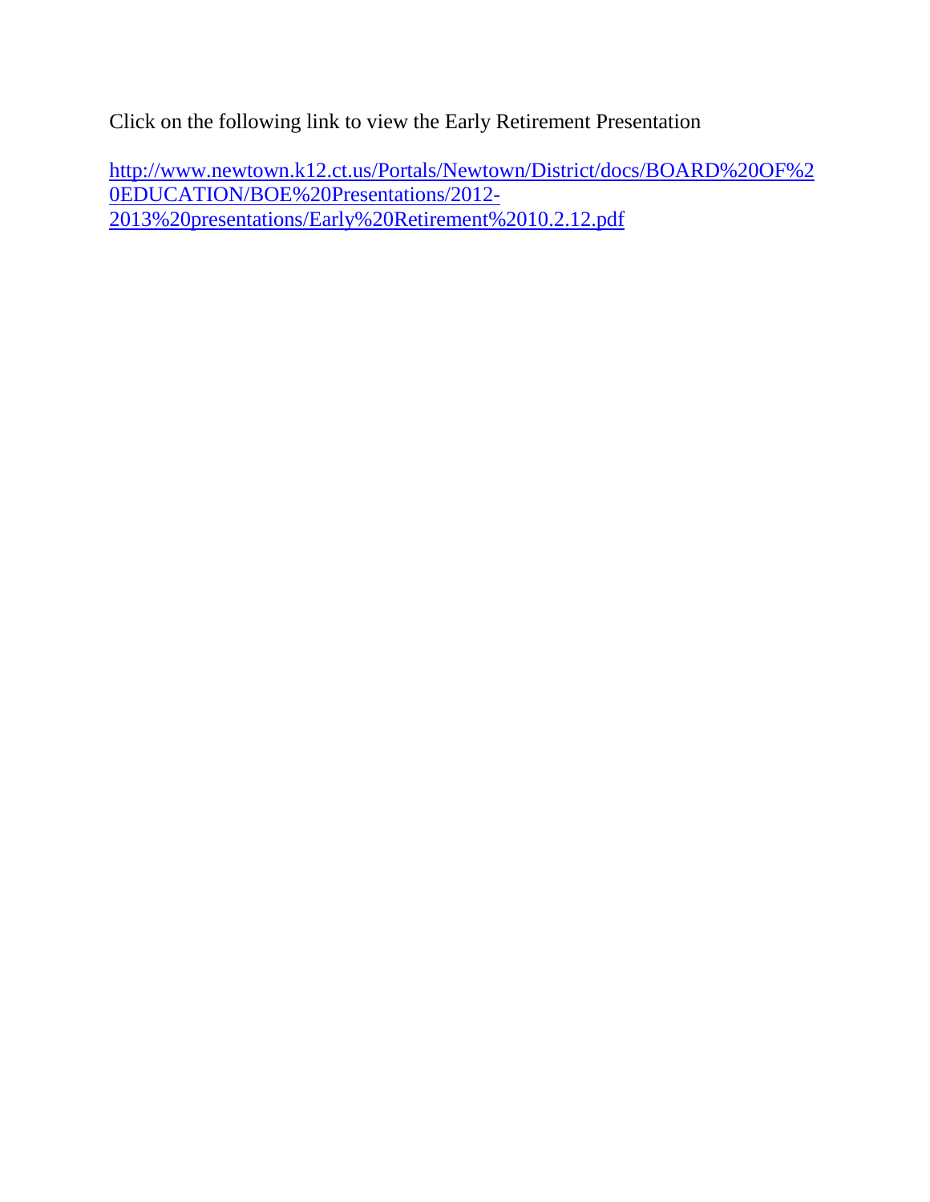Click on the following link to view the Early Retirement Presentation

[http://www.newtown.k12.ct.us/Portals/Newtown/District/docs/BOARD%20OF%20EDUCATION/BOE%20Presentations/2012-2013%20presentations/Early%20Retirement%2010.2.12.pdf](http://www.newtown.k12.ct.us/Portals/Newtown/District/docs/BOARD%20OF%20EDUCATION/BOE%20Presentations/2012-2013%20presentations/Early%20Retirement%2010.2.12.pdf)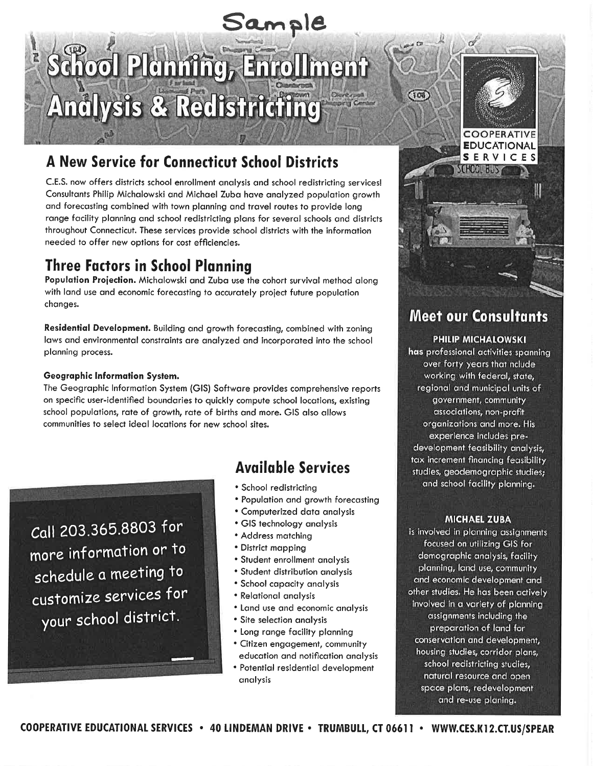Sample

# School Planning, Enrollment Analysis & Redistricting

COOPERATIVE EDUCATIONAL SERVICES

## A New Service for Connecticut School Districts

C.E.S. now offers districts school enrollment analysis and school redistricting services! Consultants Philip Michalowski and Michael Zuba have analyzed population growth and forecasting combined with town planning and travel routes to provide long range facility planning and school redistricting plans for several schools and districts throughout Connecticut. These services provide school districts with the information needed to offer new options for cost efficiencies.

## Three Factors in School Planning

**Population Projection.** Michalowski and Zuba use the cohort survival method along with land use and economic forecasting to accurately project future population changes.

**Residential Development.** Building and growth forecasting, combined with zoning laws and environmental constraints are analyzed and incorporated into the school planning process.

**Geographic Information System.**
The Geographic Information System (GIS) Software provides comprehensive reports on specific user-identified boundaries to quickly compute school locations, existing school populations, rate of growth, rate of births and more. GIS also allows communities to select ideal locations for new school sites.

## Available Services

- School redistricting
- Population and growth forecasting
- Computerized data analysis
- GIS technology analysis
- Address matching
- District mapping
- Student enrollment analysis
- Student distribution analysis
- School capacity analysis
- Relational analysis
- Land use and economic analysis
- Site selection analysis
- Long range facility planning
- Citizen engagement, community education and notification analysis
- Potential residential development analysis

Call 203.365.8803 for more information or to schedule a meeting to customize services for your school district.

## Meet our Consultants

**PHILIP MICHALOWSKI**

**has** professional activities spanning over forty years that nclude working with federal, state, regional and municipal units of government, community associations, non-profit organizations and more. His experience includes pre-development feasibility analysis, tax increment financing feasibility studies, geodemographic studies; and school facility planning.

**MICHAEL ZUBA**

is involved in planning assignments focused on utilizing GIS for demographic analysis, facility planning, land use, community and economic development and other studies. He has been actively involved in a variety of planning assignments including the preparation of land for conservation and development, housing studies, corridor plans, school redistricting studies, natural resource and open space plans, redevelopment and re-use planing.

**COOPERATIVE EDUCATIONAL SERVICES • 40 LINDEMAN DRIVE • TRUMBULL, CT 06611 • WWW.CES.K12.CT.US/SPEAR**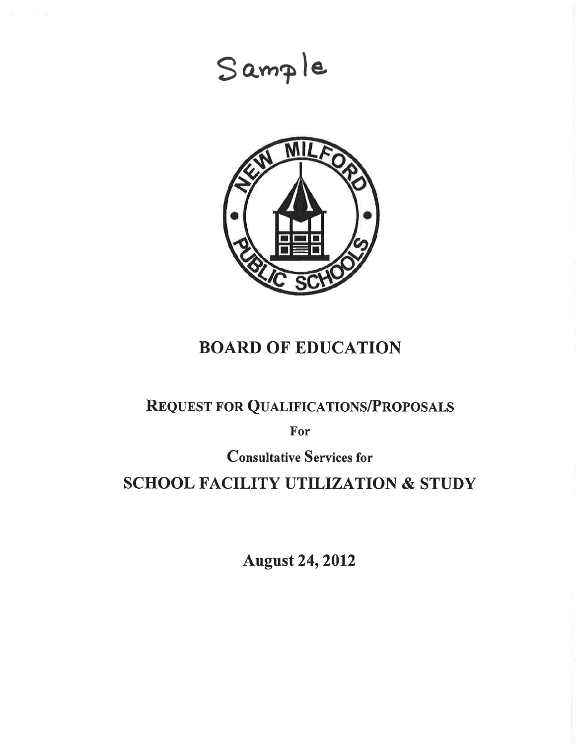Sample

# BOARD OF EDUCATION

## REQUEST FOR QUALIFICATIONS/PROPOSALS

For

Consultative Services for

## SCHOOL FACILITY UTILIZATION & STUDY

**August 24, 2012**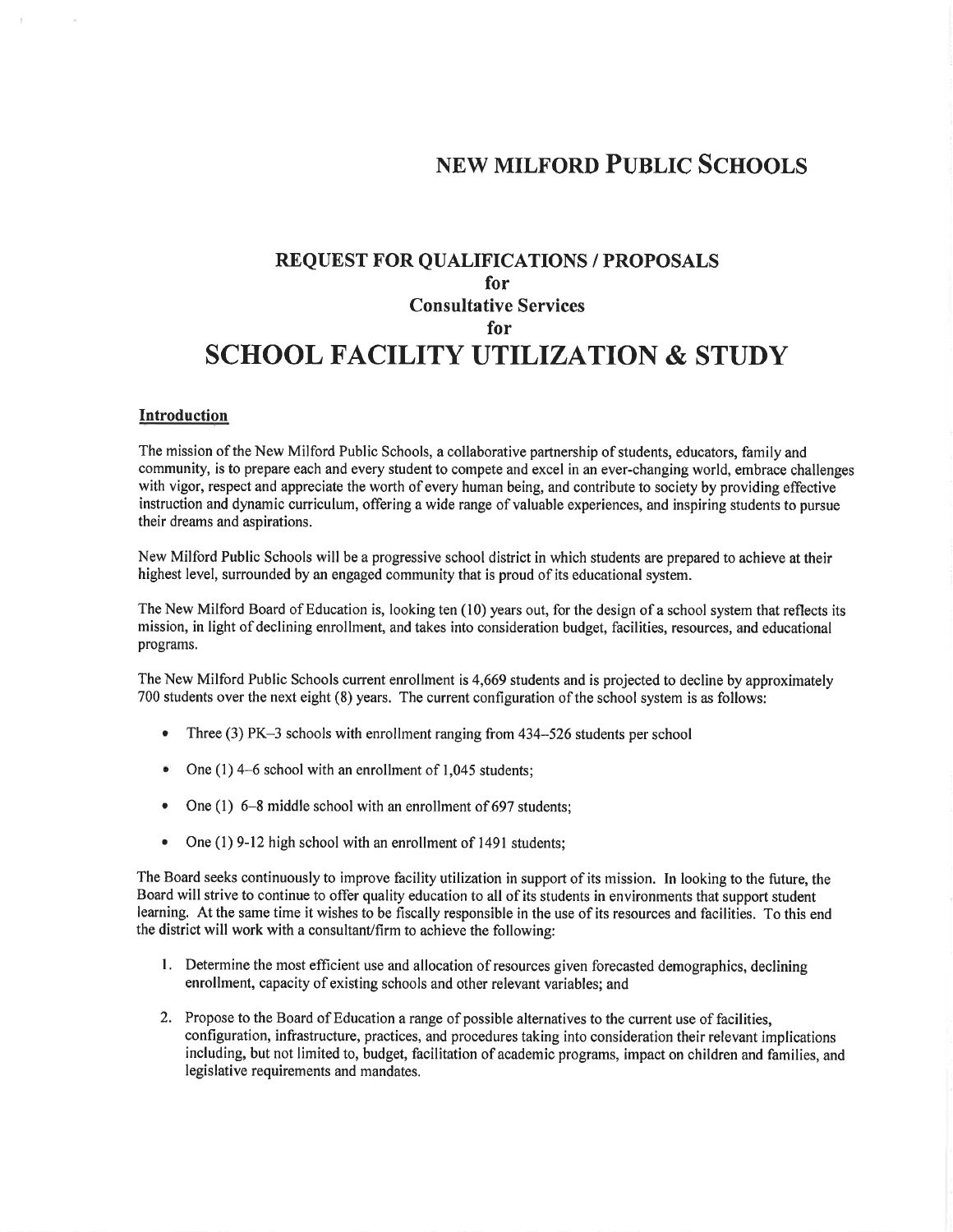# NEW MILFORD PUBLIC SCHOOLS

## REQUEST FOR QUALIFICATIONS / PROPOSALS
## for
## Consultative Services
## for

# SCHOOL FACILITY UTILIZATION & STUDY

### Introduction

The mission of the New Milford Public Schools, a collaborative partnership of students, educators, family and community, is to prepare each and every student to compete and excel in an ever-changing world, embrace challenges with vigor, respect and appreciate the worth of every human being, and contribute to society by providing effective instruction and dynamic curriculum, offering a wide range of valuable experiences, and inspiring students to pursue their dreams and aspirations.

New Milford Public Schools will be a progressive school district in which students are prepared to achieve at their highest level, surrounded by an engaged community that is proud of its educational system.

The New Milford Board of Education is, looking ten (10) years out, for the design of a school system that reflects its mission, in light of declining enrollment, and takes into consideration budget, facilities, resources, and educational programs.

The New Milford Public Schools current enrollment is 4,669 students and is projected to decline by approximately 700 students over the next eight (8) years. The current configuration of the school system is as follows:

- Three (3) PK–3 schools with enrollment ranging from 434–526 students per school
- One (1) 4–6 school with an enrollment of 1,045 students;
- One (1) 6–8 middle school with an enrollment of 697 students;
- One (1) 9-12 high school with an enrollment of 1491 students;

The Board seeks continuously to improve facility utilization in support of its mission. In looking to the future, the Board will strive to continue to offer quality education to all of its students in environments that support student learning. At the same time it wishes to be fiscally responsible in the use of its resources and facilities. To this end the district will work with a consultant/firm to achieve the following:

1. Determine the most efficient use and allocation of resources given forecasted demographics, declining enrollment, capacity of existing schools and other relevant variables; and
2. Propose to the Board of Education a range of possible alternatives to the current use of facilities, configuration, infrastructure, practices, and procedures taking into consideration their relevant implications including, but not limited to, budget, facilitation of academic programs, impact on children and families, and legislative requirements and mandates.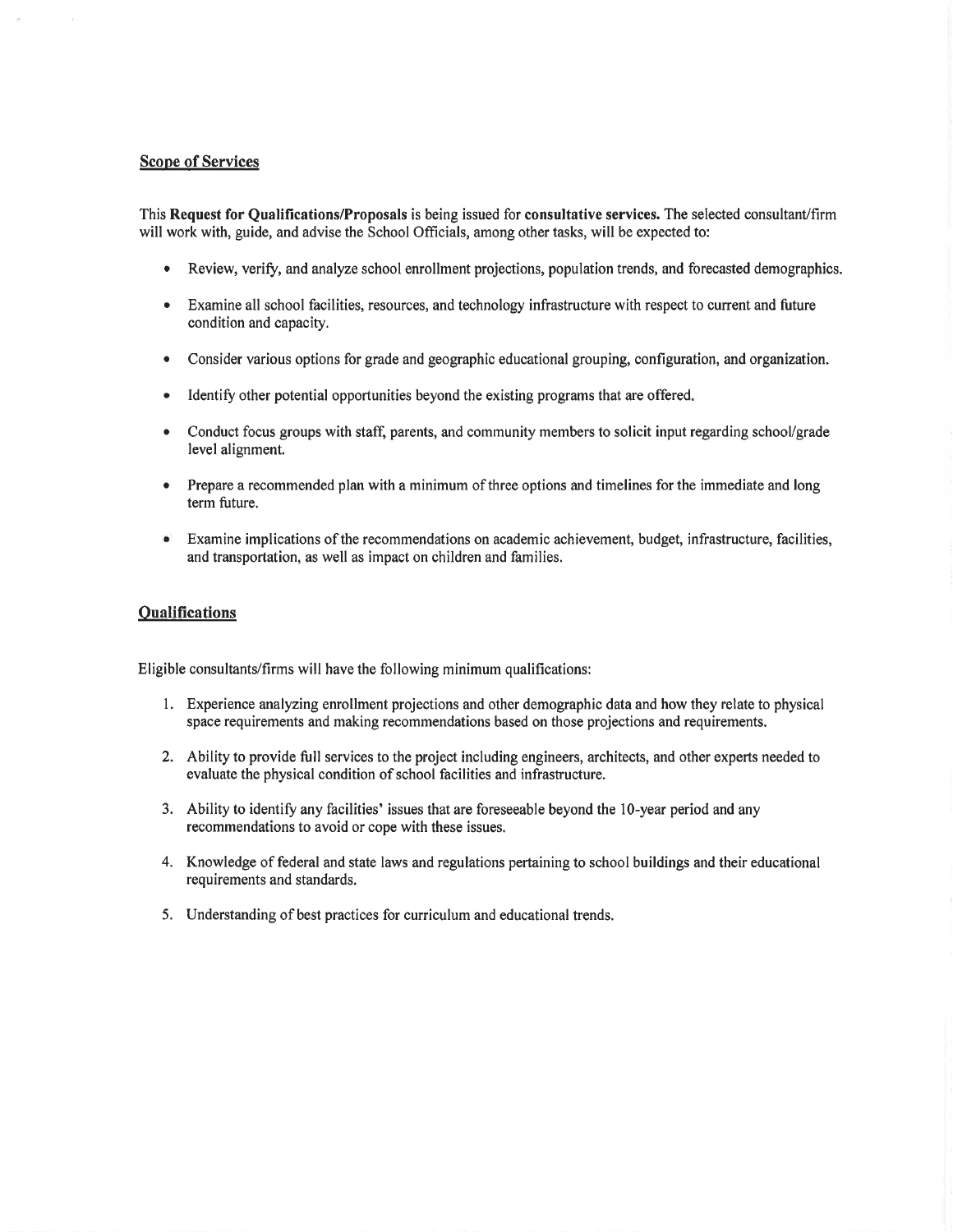## Scope of Services

This **Request for Qualifications/Proposals** is being issued for **consultative services.** The selected consultant/firm will work with, guide, and advise the School Officials, among other tasks, will be expected to:

- Review, verify, and analyze school enrollment projections, population trends, and forecasted demographics.
- Examine all school facilities, resources, and technology infrastructure with respect to current and future condition and capacity.
- Consider various options for grade and geographic educational grouping, configuration, and organization.
- Identify other potential opportunities beyond the existing programs that are offered.
- Conduct focus groups with staff, parents, and community members to solicit input regarding school/grade level alignment.
- Prepare a recommended plan with a minimum of three options and timelines for the immediate and long term future.
- Examine implications of the recommendations on academic achievement, budget, infrastructure, facilities, and transportation, as well as impact on children and families.

## Qualifications

Eligible consultants/firms will have the following minimum qualifications:

1. Experience analyzing enrollment projections and other demographic data and how they relate to physical space requirements and making recommendations based on those projections and requirements.
2. Ability to provide full services to the project including engineers, architects, and other experts needed to evaluate the physical condition of school facilities and infrastructure.
3. Ability to identify any facilities' issues that are foreseeable beyond the 10-year period and any recommendations to avoid or cope with these issues.
4. Knowledge of federal and state laws and regulations pertaining to school buildings and their educational requirements and standards.
5. Understanding of best practices for curriculum and educational trends.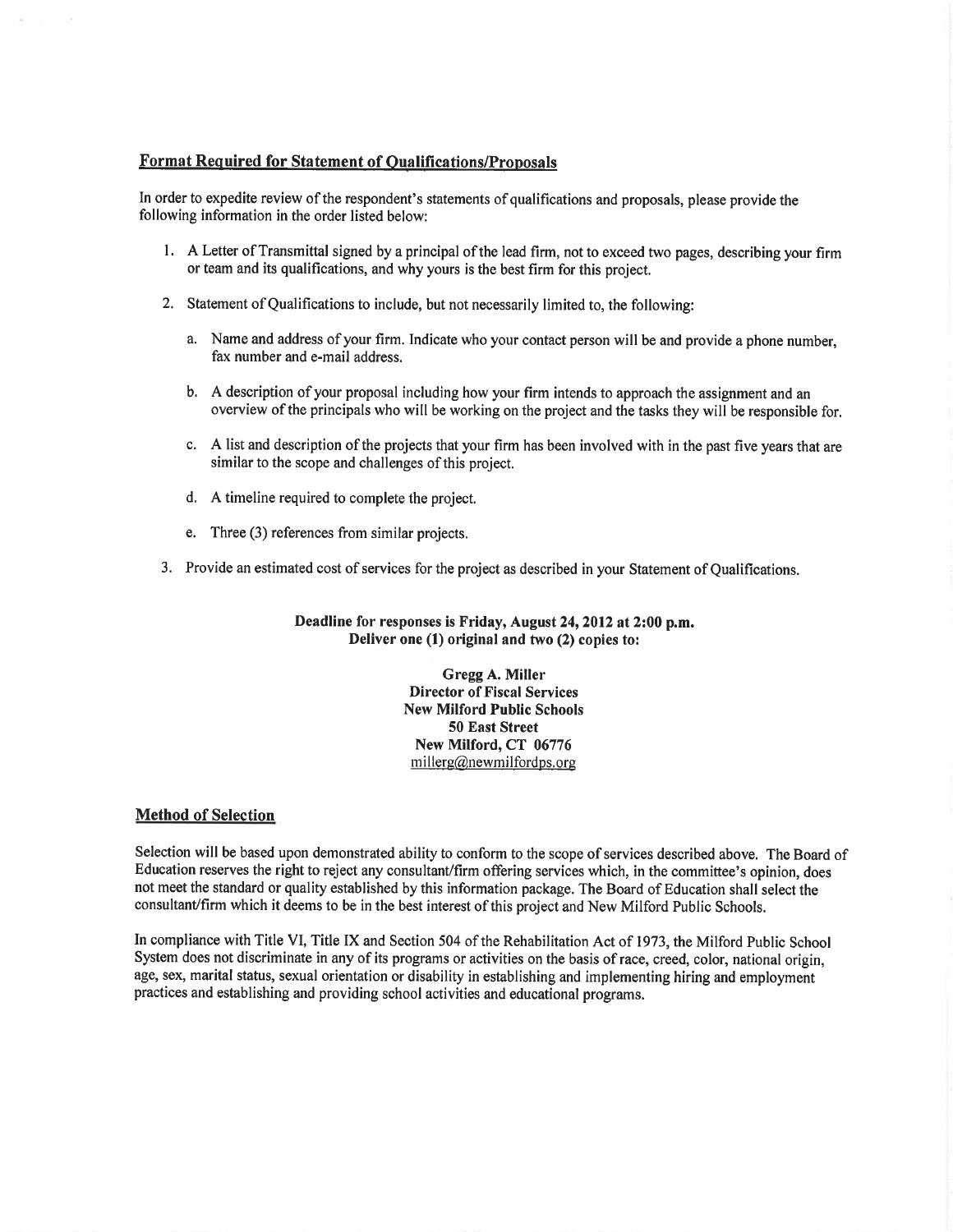## Format Required for Statement of Qualifications/Proposals

In order to expedite review of the respondent's statements of qualifications and proposals, please provide the following information in the order listed below:

1. A Letter of Transmittal signed by a principal of the lead firm, not to exceed two pages, describing your firm or team and its qualifications, and why yours is the best firm for this project.

2. Statement of Qualifications to include, but not necessarily limited to, the following:

   a. Name and address of your firm. Indicate who your contact person will be and provide a phone number, fax number and e-mail address.

   b. A description of your proposal including how your firm intends to approach the assignment and an overview of the principals who will be working on the project and the tasks they will be responsible for.

   c. A list and description of the projects that your firm has been involved with in the past five years that are similar to the scope and challenges of this project.

   d. A timeline required to complete the project.

   e. Three (3) references from similar projects.

3. Provide an estimated cost of services for the project as described in your Statement of Qualifications.

**Deadline for responses is Friday, August 24, 2012 at 2:00 p.m.**
**Deliver one (1) original and two (2) copies to:**

**Gregg A. Miller**
**Director of Fiscal Services**
**New Milford Public Schools**
**50 East Street**
**New Milford, CT 06776**
millerg@newmilfordps.org

## Method of Selection

Selection will be based upon demonstrated ability to conform to the scope of services described above. The Board of Education reserves the right to reject any consultant/firm offering services which, in the committee's opinion, does not meet the standard or quality established by this information package. The Board of Education shall select the consultant/firm which it deems to be in the best interest of this project and New Milford Public Schools.

In compliance with Title VI, Title IX and Section 504 of the Rehabilitation Act of 1973, the Milford Public School System does not discriminate in any of its programs or activities on the basis of race, creed, color, national origin, age, sex, marital status, sexual orientation or disability in establishing and implementing hiring and employment practices and establishing and providing school activities and educational programs.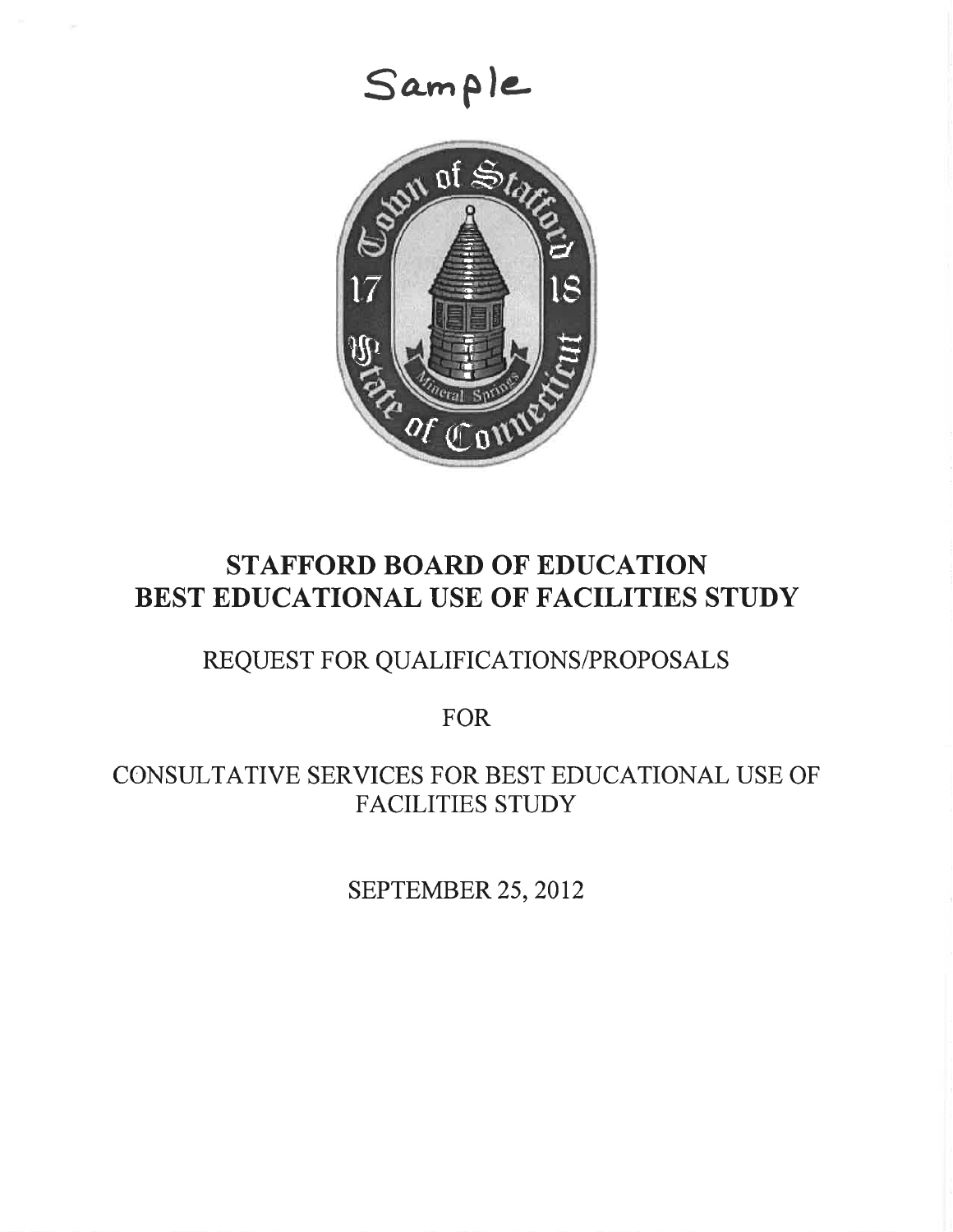Sample

# STAFFORD BOARD OF EDUCATION
# BEST EDUCATIONAL USE OF FACILITIES STUDY

## REQUEST FOR QUALIFICATIONS/PROPOSALS

## FOR

## CONSULTATIVE SERVICES FOR BEST EDUCATIONAL USE OF FACILITIES STUDY

SEPTEMBER 25, 2012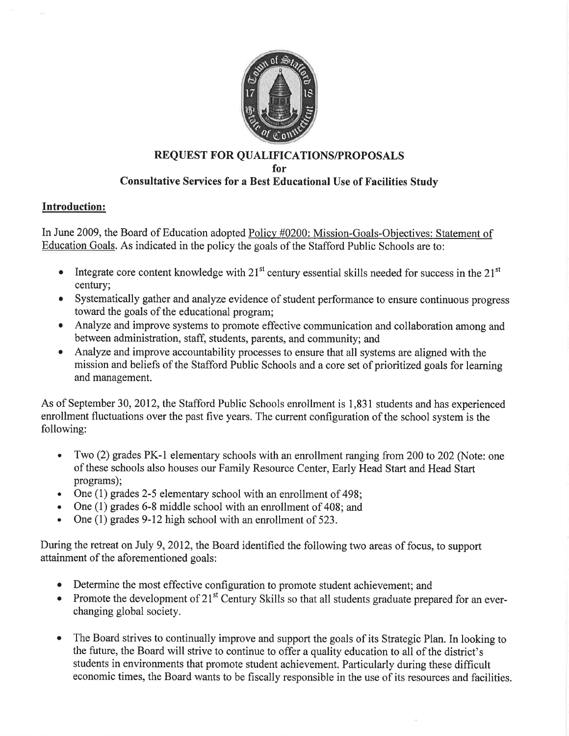## REQUEST FOR QUALIFICATIONS/PROPOSALS
**for**
## Consultative Services for a Best Educational Use of Facilities Study

### Introduction:

In June 2009, the Board of Education adopted Policy #0200: Mission-Goals-Objectives: Statement of Education Goals. As indicated in the policy the goals of the Stafford Public Schools are to:

- Integrate core content knowledge with 21st century essential skills needed for success in the 21st century;
- Systematically gather and analyze evidence of student performance to ensure continuous progress toward the goals of the educational program;
- Analyze and improve systems to promote effective communication and collaboration among and between administration, staff, students, parents, and community; and
- Analyze and improve accountability processes to ensure that all systems are aligned with the mission and beliefs of the Stafford Public Schools and a core set of prioritized goals for learning and management.

As of September 30, 2012, the Stafford Public Schools enrollment is 1,831 students and has experienced enrollment fluctuations over the past five years. The current configuration of the school system is the following:

- Two (2) grades PK-1 elementary schools with an enrollment ranging from 200 to 202 (Note: one of these schools also houses our Family Resource Center, Early Head Start and Head Start programs);
- One (1) grades 2-5 elementary school with an enrollment of 498;
- One (1) grades 6-8 middle school with an enrollment of 408; and
- One (1) grades 9-12 high school with an enrollment of 523.

During the retreat on July 9, 2012, the Board identified the following two areas of focus, to support attainment of the aforementioned goals:

- Determine the most effective configuration to promote student achievement; and
- Promote the development of 21st Century Skills so that all students graduate prepared for an ever-changing global society.

- The Board strives to continually improve and support the goals of its Strategic Plan. In looking to the future, the Board will strive to continue to offer a quality education to all of the district's students in environments that promote student achievement. Particularly during these difficult economic times, the Board wants to be fiscally responsible in the use of its resources and facilities.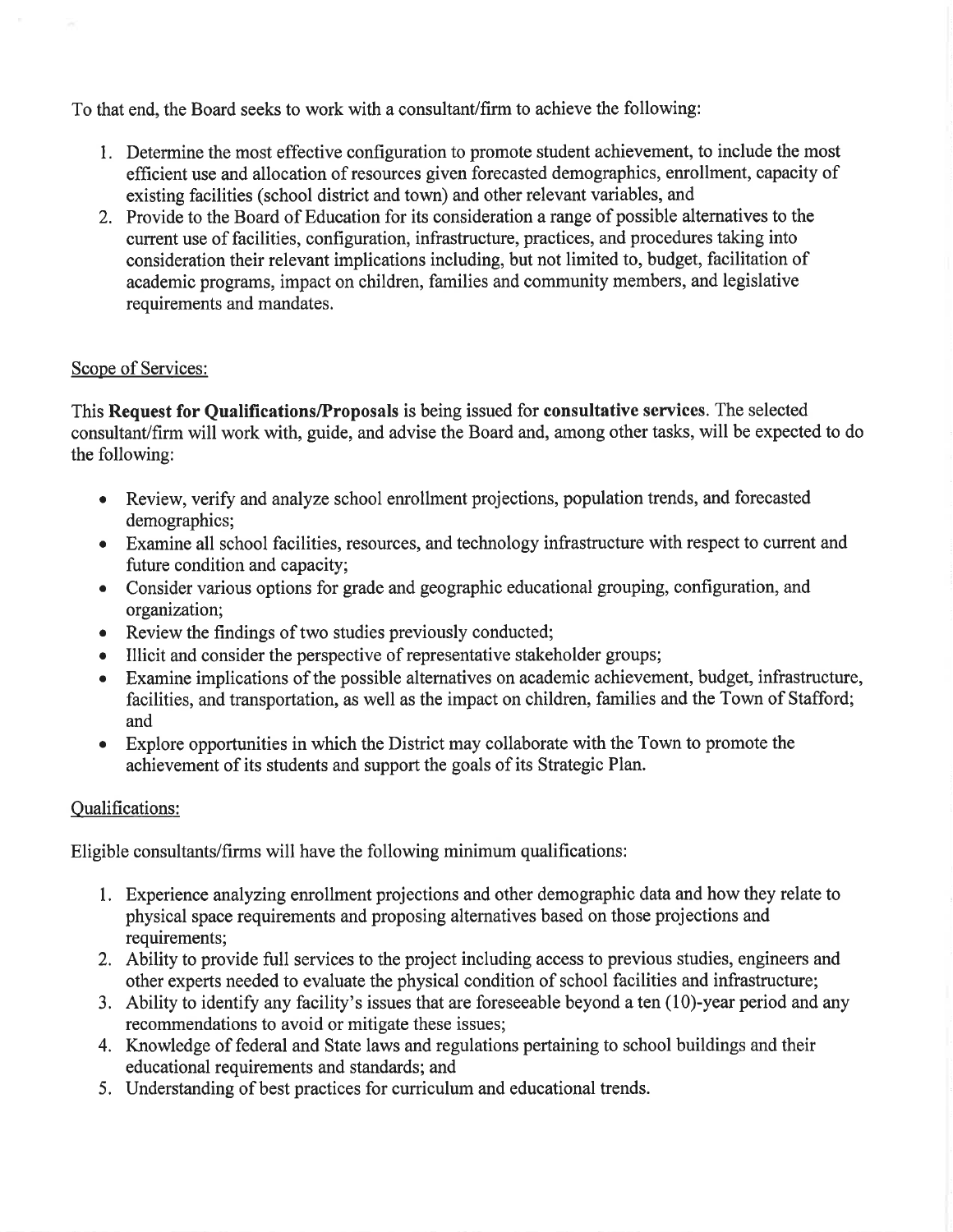To that end, the Board seeks to work with a consultant/firm to achieve the following:

1. Determine the most effective configuration to promote student achievement, to include the most efficient use and allocation of resources given forecasted demographics, enrollment, capacity of existing facilities (school district and town) and other relevant variables, and
2. Provide to the Board of Education for its consideration a range of possible alternatives to the current use of facilities, configuration, infrastructure, practices, and procedures taking into consideration their relevant implications including, but not limited to, budget, facilitation of academic programs, impact on children, families and community members, and legislative requirements and mandates.

Scope of Services:

This **Request for Qualifications/Proposals** is being issued for **consultative services**. The selected consultant/firm will work with, guide, and advise the Board and, among other tasks, will be expected to do the following:

- Review, verify and analyze school enrollment projections, population trends, and forecasted demographics;
- Examine all school facilities, resources, and technology infrastructure with respect to current and future condition and capacity;
- Consider various options for grade and geographic educational grouping, configuration, and organization;
- Review the findings of two studies previously conducted;
- Illicit and consider the perspective of representative stakeholder groups;
- Examine implications of the possible alternatives on academic achievement, budget, infrastructure, facilities, and transportation, as well as the impact on children, families and the Town of Stafford; and
- Explore opportunities in which the District may collaborate with the Town to promote the achievement of its students and support the goals of its Strategic Plan.

Qualifications:

Eligible consultants/firms will have the following minimum qualifications:

1. Experience analyzing enrollment projections and other demographic data and how they relate to physical space requirements and proposing alternatives based on those projections and requirements;
2. Ability to provide full services to the project including access to previous studies, engineers and other experts needed to evaluate the physical condition of school facilities and infrastructure;
3. Ability to identify any facility's issues that are foreseeable beyond a ten (10)-year period and any recommendations to avoid or mitigate these issues;
4. Knowledge of federal and State laws and regulations pertaining to school buildings and their educational requirements and standards; and
5. Understanding of best practices for curriculum and educational trends.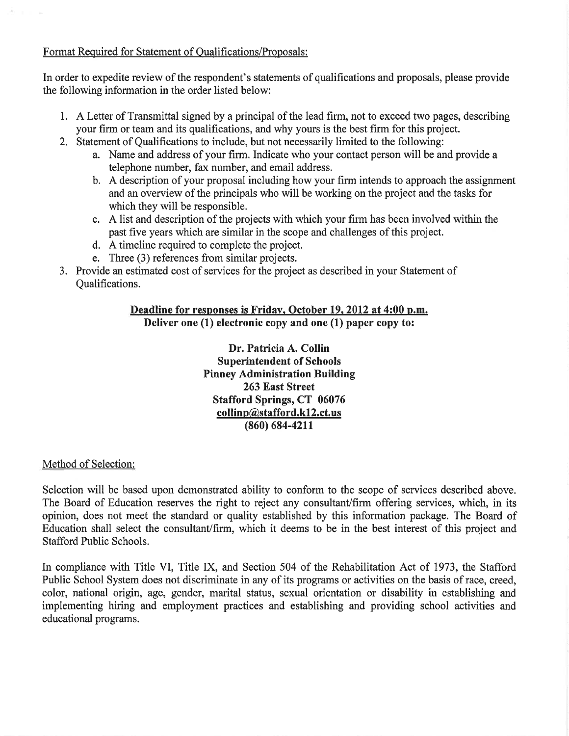Format Required for Statement of Qualifications/Proposals:

In order to expedite review of the respondent's statements of qualifications and proposals, please provide the following information in the order listed below:

1. A Letter of Transmittal signed by a principal of the lead firm, not to exceed two pages, describing your firm or team and its qualifications, and why yours is the best firm for this project.
2. Statement of Qualifications to include, but not necessarily limited to the following:
   a. Name and address of your firm. Indicate who your contact person will be and provide a telephone number, fax number, and email address.
   b. A description of your proposal including how your firm intends to approach the assignment and an overview of the principals who will be working on the project and the tasks for which they will be responsible.
   c. A list and description of the projects with which your firm has been involved within the past five years which are similar in the scope and challenges of this project.
   d. A timeline required to complete the project.
   e. Three (3) references from similar projects.
3. Provide an estimated cost of services for the project as described in your Statement of Qualifications.

**Deadline for responses is Friday, October 19, 2012 at 4:00 p.m.**
**Deliver one (1) electronic copy and one (1) paper copy to:**

**Dr. Patricia A. Collin**
**Superintendent of Schools**
**Pinney Administration Building**
**263 East Street**
**Stafford Springs, CT 06076**
**collinp@stafford.k12.ct.us**
**(860) 684-4211**

Method of Selection:

Selection will be based upon demonstrated ability to conform to the scope of services described above. The Board of Education reserves the right to reject any consultant/firm offering services, which, in its opinion, does not meet the standard or quality established by this information package. The Board of Education shall select the consultant/firm, which it deems to be in the best interest of this project and Stafford Public Schools.

In compliance with Title VI, Title IX, and Section 504 of the Rehabilitation Act of 1973, the Stafford Public School System does not discriminate in any of its programs or activities on the basis of race, creed, color, national origin, age, gender, marital status, sexual orientation or disability in establishing and implementing hiring and employment practices and establishing and providing school activities and educational programs.